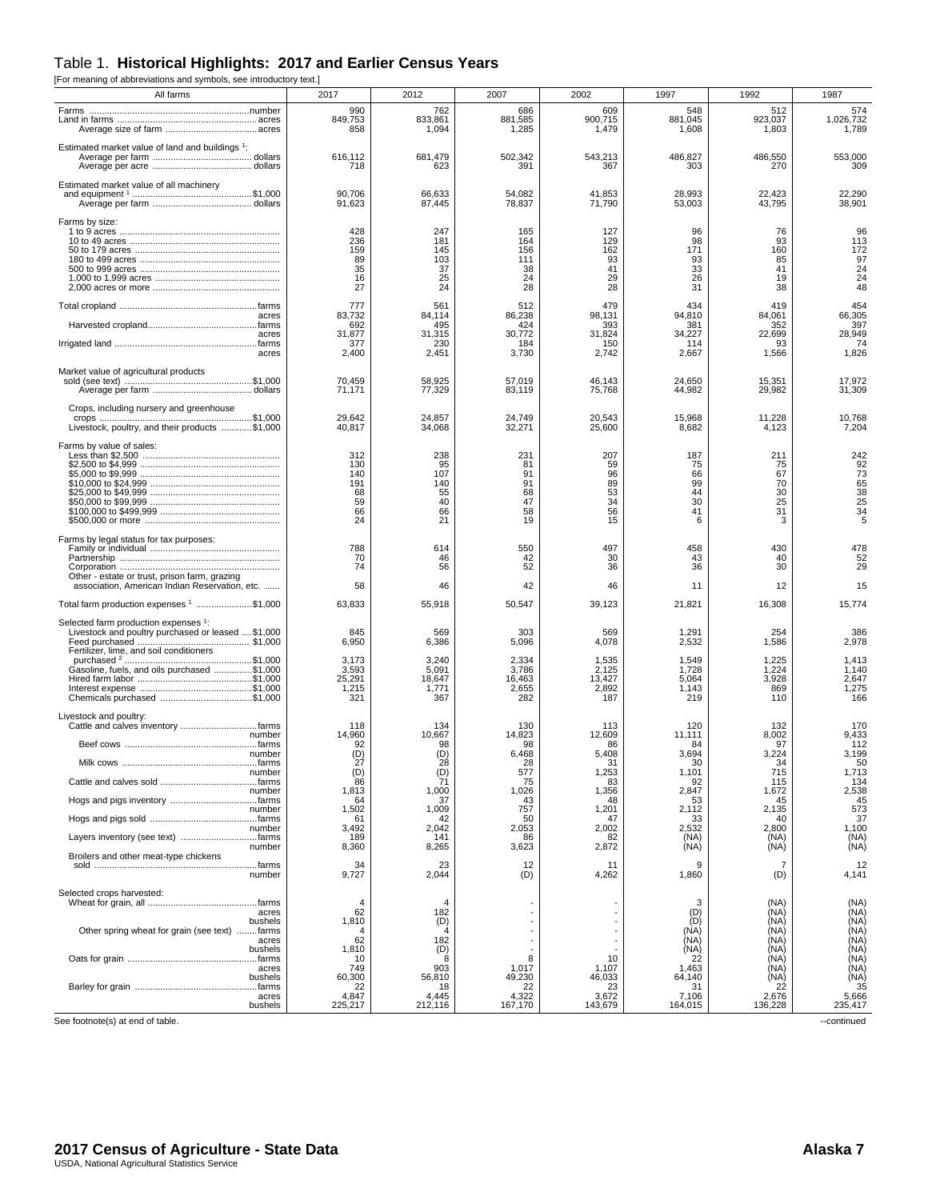# Table 1. **Historical Highlights: 2017 and Earlier Census Years**

[For meaning of abbreviations and symbols, see introductory text.]

| All farms | 2017 | 2012 | 2007 | 2002 | 1997 | 1992 | 1987 |
|---|---|---|---|---|---|---|---|
| Farms ............number | 990 | 762 | 686 | 609 | 548 | 512 | 574 |
| Land in farms ............acres | 849,753 | 833,861 | 881,585 | 900,715 | 881,045 | 923,037 | 1,026,732 |
| Average size of farm ............acres | 858 | 1,094 | 1,285 | 1,479 | 1,608 | 1,803 | 1,789 |
| Estimated market value of land and buildings [1]: | | | | | | | |
| Average per farm ............dollars | 616,112 | 681,479 | 502,342 | 543,213 | 486,827 | 486,550 | 553,000 |
| Average per acre ............dollars | 718 | 623 | 391 | 367 | 303 | 270 | 309 |
| Estimated market value of all machinery and equipment [1] ............$1,000 | 90,706 | 66,633 | 54,082 | 41,853 | 28,993 | 22,423 | 22,290 |
| Average per farm ............dollars | 91,623 | 87,445 | 78,837 | 71,790 | 53,003 | 43,795 | 38,901 |
| Farms by size: | | | | | | | |
| 1 to 9 acres | 428 | 247 | 165 | 127 | 96 | 76 | 96 |
| 10 to 49 acres | 236 | 181 | 164 | 129 | 98 | 93 | 113 |
| 50 to 179 acres | 159 | 145 | 156 | 162 | 171 | 160 | 172 |
| 180 to 499 acres | 89 | 103 | 111 | 93 | 93 | 85 | 97 |
| 500 to 999 acres | 35 | 37 | 38 | 41 | 33 | 41 | 24 |
| 1,000 to 1,999 acres | 16 | 25 | 24 | 29 | 26 | 19 | 24 |
| 2,000 acres or more | 27 | 24 | 28 | 28 | 31 | 38 | 48 |
| Total cropland ............farms | 777 | 561 | 512 | 479 | 434 | 419 | 454 |
| acres | 83,732 | 84,114 | 86,238 | 98,131 | 94,810 | 84,061 | 66,305 |
| Harvested cropland............farms | 692 | 495 | 424 | 393 | 381 | 352 | 397 |
| acres | 31,877 | 31,315 | 30,772 | 31,824 | 34,227 | 22,699 | 28,949 |
| Irrigated land ............farms | 377 | 230 | 184 | 150 | 114 | 93 | 74 |
| acres | 2,400 | 2,451 | 3,730 | 2,742 | 2,667 | 1,566 | 1,826 |
| Market value of agricultural products sold (see text) ............$1,000 | 70,459 | 58,925 | 57,019 | 46,143 | 24,650 | 15,351 | 17,972 |
| Average per farm ............dollars | 71,171 | 77,329 | 83,119 | 75,768 | 44,982 | 29,982 | 31,309 |
| Crops, including nursery and greenhouse crops ............$1,000 | 29,642 | 24,857 | 24,749 | 20,543 | 15,968 | 11,228 | 10,768 |
| Livestock, poultry, and their products ............$1,000 | 40,817 | 34,068 | 32,271 | 25,600 | 8,682 | 4,123 | 7,204 |
| Farms by value of sales: | | | | | | | |
| Less than $2,500 | 312 | 238 | 231 | 207 | 187 | 211 | 242 |
| $2,500 to $4,999 | 130 | 95 | 81 | 59 | 75 | 75 | 92 |
| $5,000 to $9,999 | 140 | 107 | 91 | 96 | 66 | 67 | 73 |
| $10,000 to $24,999 | 191 | 140 | 91 | 89 | 99 | 70 | 65 |
| $25,000 to $49,999 | 68 | 55 | 68 | 53 | 44 | 30 | 38 |
| $50,000 to $99,999 | 59 | 40 | 47 | 34 | 30 | 25 | 25 |
| $100,000 to $499,999 | 66 | 66 | 58 | 56 | 41 | 31 | 34 |
| $500,000 or more | 24 | 21 | 19 | 15 | 6 | 3 | 5 |
| Farms by legal status for tax purposes: | | | | | | | |
| Family or individual | 788 | 614 | 550 | 497 | 458 | 430 | 478 |
| Partnership | 70 | 46 | 42 | 30 | 43 | 40 | 52 |
| Corporation | 74 | 56 | 52 | 36 | 36 | 30 | 29 |
| Other - estate or trust, prison farm, grazing association, American Indian Reservation, etc. | 58 | 46 | 42 | 46 | 11 | 12 | 15 |
| Total farm production expenses [1] ............$1,000 | 63,833 | 55,918 | 50,547 | 39,123 | 21,821 | 16,308 | 15,774 |
| Selected farm production expenses [1]: | | | | | | | |
| Livestock and poultry purchased or leased ....$1,000 | 845 | 569 | 303 | 569 | 1,291 | 254 | 386 |
| Feed purchased ............$1,000 | 6,950 | 6,386 | 5,096 | 4,078 | 2,532 | 1,586 | 2,978 |
| Fertilizer, lime, and soil conditioners purchased [2] ............$1,000 | 3,173 | 3,240 | 2,334 | 1,535 | 1,549 | 1,225 | 1,413 |
| Gasoline, fuels, and oils purchased ............$1,000 | 3,593 | 5,091 | 3,786 | 2,125 | 1,728 | 1,224 | 1,140 |
| Hired farm labor ............$1,000 | 25,291 | 18,647 | 16,463 | 13,427 | 5,064 | 3,928 | 2,647 |
| Interest expense ............$1,000 | 1,215 | 1,771 | 2,655 | 2,892 | 1,143 | 869 | 1,275 |
| Chemicals purchased ............$1,000 | 321 | 367 | 282 | 187 | 219 | 110 | 166 |
| Livestock and poultry: | | | | | | | |
| Cattle and calves inventory ............farms | 118 | 134 | 130 | 113 | 120 | 132 | 170 |
| number | 14,960 | 10,667 | 14,823 | 12,609 | 11,111 | 8,002 | 9,433 |
| Beef cows ............farms | 92 | 98 | 98 | 86 | 84 | 97 | 112 |
| number | (D) | (D) | 6,468 | 5,408 | 3,694 | 3,224 | 3,199 |
| Milk cows ............farms | 27 | 28 | 28 | 31 | 30 | 34 | 50 |
| number | (D) | (D) | 577 | 1,253 | 1,101 | 715 | 1,713 |
| Cattle and calves sold ............farms | 86 | 71 | 75 | 83 | 92 | 115 | 134 |
| number | 1,813 | 1,000 | 1,026 | 1,356 | 2,847 | 1,672 | 2,538 |
| Hogs and pigs inventory ............farms | 64 | 37 | 43 | 48 | 53 | 45 | 45 |
| number | 1,502 | 1,009 | 757 | 1,201 | 2,112 | 2,135 | 573 |
| Hogs and pigs sold ............farms | 61 | 42 | 50 | 47 | 33 | 40 | 37 |
| number | 3,492 | 2,042 | 2,053 | 2,002 | 2,532 | 2,800 | 1,100 |
| Layers inventory (see text) ............farms | 189 | 141 | 86 | 82 | (NA) | (NA) | (NA) |
| number | 8,360 | 8,265 | 3,623 | 2,872 | (NA) | (NA) | (NA) |
| Broilers and other meat-type chickens sold ............farms | 34 | 23 | 12 | 11 | 9 | 7 | 12 |
| number | 9,727 | 2,044 | (D) | 4,262 | 1,860 | (D) | 4,141 |
| Selected crops harvested: | | | | | | | |
| Wheat for grain, all ............farms | 4 | 4 | - | - | 3 | (NA) | (NA) |
| acres | 62 | 182 | - | - | (D) | (NA) | (NA) |
| bushels | 1,810 | (D) | - | - | (D) | (NA) | (NA) |
| Other spring wheat for grain (see text) ........farms | 4 | 4 | - | - | (NA) | (NA) | (NA) |
| acres | 62 | 182 | - | - | (NA) | (NA) | (NA) |
| bushels | 1,810 | (D) | - | - | (NA) | (NA) | (NA) |
| Oats for grain ............farms | 10 | 8 | 8 | 10 | 22 | (NA) | (NA) |
| acres | 749 | 903 | 1,017 | 1,107 | 1,463 | (NA) | (NA) |
| bushels | 60,300 | 56,810 | 49,230 | 46,033 | 64,140 | (NA) | (NA) |
| Barley for grain ............farms | 22 | 18 | 22 | 23 | 31 | 22 | 35 |
| acres | 4,847 | 4,445 | 4,322 | 3,672 | 7,106 | 2,676 | 5,666 |
| bushels | 225,217 | 212,116 | 167,170 | 143,679 | 164,015 | 136,228 | 235,417 |

See footnote(s) at end of table. --continued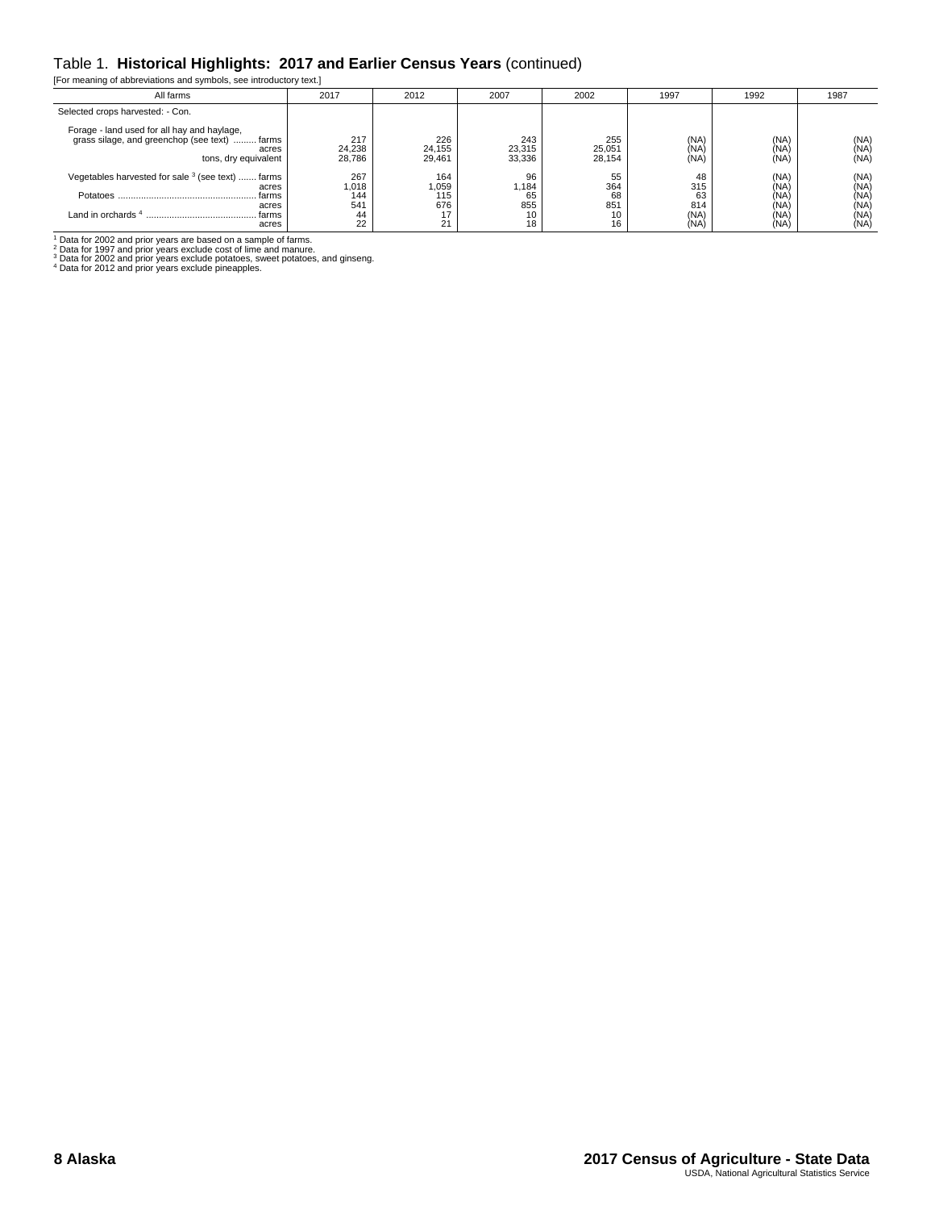# Table 1. **Historical Highlights: 2017 and Earlier Census Years** (continued)

[For meaning of abbreviations and symbols, see introductory text.]

| All farms | 2017 | 2012 | 2007 | 2002 | 1997 | 1992 | 1987 |
|---|---|---|---|---|---|---|---|
| Selected crops harvested: - Con. | | | | | | | |
| Forage - land used for all hay and haylage, grass silage, and greenchop (see text) ......... farms | 217 | 226 | 243 | 255 | (NA) | (NA) | (NA) |
| acres | 24,238 | 24,155 | 23,315 | 25,051 | (NA) | (NA) | (NA) |
| tons, dry equivalent | 28,786 | 29,461 | 33,336 | 28,154 | (NA) | (NA) | (NA) |
| Vegetables harvested for sale [3] (see text) ....... farms | 267 | 164 | 96 | 55 | 48 | (NA) | (NA) |
| acres | 1,018 | 1,059 | 1,184 | 364 | 315 | (NA) | (NA) |
| Potatoes ....................................................... farms | 144 | 115 | 65 | 68 | 63 | (NA) | (NA) |
| acres | 541 | 676 | 855 | 851 | 814 | (NA) | (NA) |
| Land in orchards [4] ........................................... farms | 44 | 17 | 10 | 10 | (NA) | (NA) | (NA) |
| acres | 22 | 21 | 18 | 16 | (NA) | (NA) | (NA) |

[1] Data for 2002 and prior years are based on a sample of farms.
[2] Data for 1997 and prior years exclude cost of lime and manure.
[3] Data for 2002 and prior years exclude potatoes, sweet potatoes, and ginseng.
[4] Data for 2012 and prior years exclude pineapples.